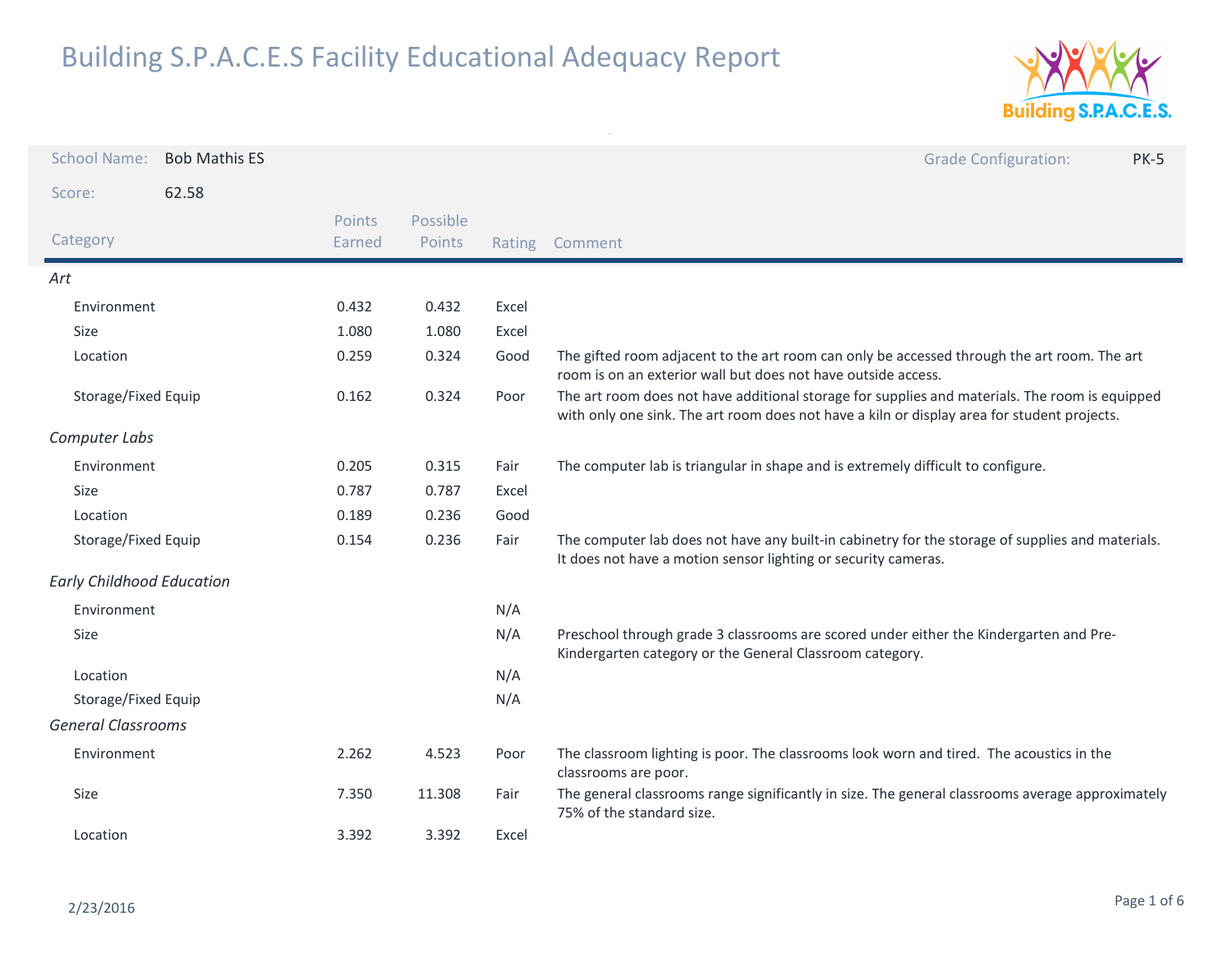# Building S.P.A.C.E.S Facility Educational Adequacy Report

**School Name:** Bob Mathis ES

**Grade Configuration:** PK-5

**Score:** 62.58

| Category | Points Earned | Possible Points | Rating | Comment |
|---|---|---|---|---|
| ***Art*** | | | | |
| Environment | 0.432 | 0.432 | Excel | |
| Size | 1.080 | 1.080 | Excel | |
| Location | 0.259 | 0.324 | Good | The gifted room adjacent to the art room can only be accessed through the art room. The art room is on an exterior wall but does not have outside access. |
| Storage/Fixed Equip | 0.162 | 0.324 | Poor | The art room does not have additional storage for supplies and materials. The room is equipped with only one sink. The art room does not have a kiln or display area for student projects. |
| ***Computer Labs*** | | | | |
| Environment | 0.205 | 0.315 | Fair | The computer lab is triangular in shape and is extremely difficult to configure. |
| Size | 0.787 | 0.787 | Excel | |
| Location | 0.189 | 0.236 | Good | |
| Storage/Fixed Equip | 0.154 | 0.236 | Fair | The computer lab does not have any built-in cabinetry for the storage of supplies and materials. It does not have a motion sensor lighting or security cameras. |
| ***Early Childhood Education*** | | | | |
| Environment | | | N/A | |
| Size | | | N/A | Preschool through grade 3 classrooms are scored under either the Kindergarten and Pre-Kindergarten category or the General Classroom category. |
| Location | | | N/A | |
| Storage/Fixed Equip | | | N/A | |
| ***General Classrooms*** | | | | |
| Environment | 2.262 | 4.523 | Poor | The classroom lighting is poor. The classrooms look worn and tired. The acoustics in the classrooms are poor. |
| Size | 7.350 | 11.308 | Fair | The general classrooms range significantly in size. The general classrooms average approximately 75% of the standard size. |
| Location | 3.392 | 3.392 | Excel | |

2/23/2016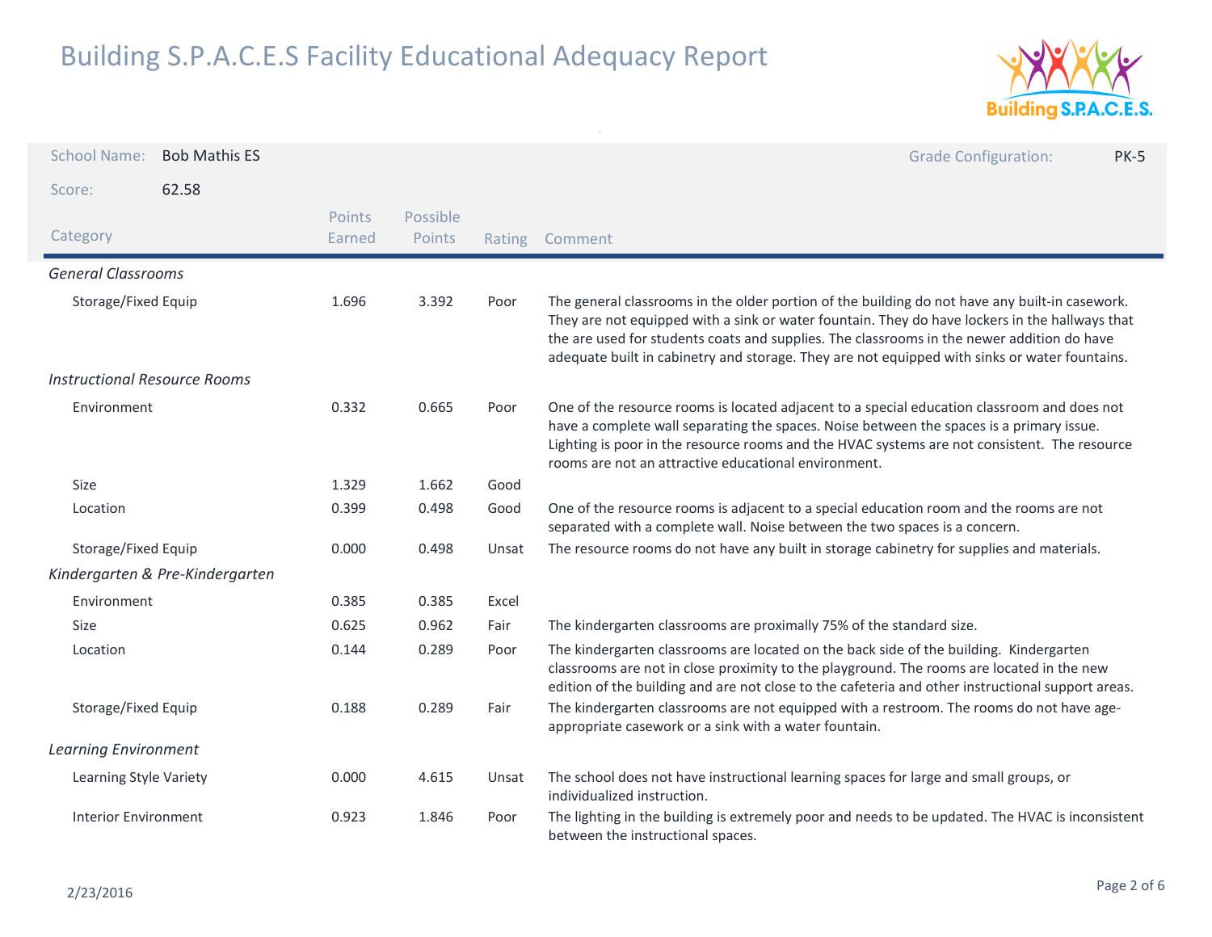# Building S.P.A.C.E.S Facility Educational Adequacy Report

**School Name:** Bob Mathis ES

**Grade Configuration:** PK-5

**Score:** 62.58

| Category | Points Earned | Possible Points | Rating | Comment |
|---|---|---|---|---|
| ***General Classrooms*** | | | | |
| Storage/Fixed Equip | 1.696 | 3.392 | Poor | The general classrooms in the older portion of the building do not have any built-in casework. They are not equipped with a sink or water fountain. They do have lockers in the hallways that the are used for students coats and supplies. The classrooms in the newer addition do have adequate built in cabinetry and storage. They are not equipped with sinks or water fountains. |
| ***Instructional Resource Rooms*** | | | | |
| Environment | 0.332 | 0.665 | Poor | One of the resource rooms is located adjacent to a special education classroom and does not have a complete wall separating the spaces. Noise between the spaces is a primary issue. Lighting is poor in the resource rooms and the HVAC systems are not consistent. The resource rooms are not an attractive educational environment. |
| Size | 1.329 | 1.662 | Good | |
| Location | 0.399 | 0.498 | Good | One of the resource rooms is adjacent to a special education room and the rooms are not separated with a complete wall. Noise between the two spaces is a concern. |
| Storage/Fixed Equip | 0.000 | 0.498 | Unsat | The resource rooms do not have any built in storage cabinetry for supplies and materials. |
| ***Kindergarten & Pre-Kindergarten*** | | | | |
| Environment | 0.385 | 0.385 | Excel | |
| Size | 0.625 | 0.962 | Fair | The kindergarten classrooms are proximally 75% of the standard size. |
| Location | 0.144 | 0.289 | Poor | The kindergarten classrooms are located on the back side of the building. Kindergarten classrooms are not in close proximity to the playground. The rooms are located in the new edition of the building and are not close to the cafeteria and other instructional support areas. |
| Storage/Fixed Equip | 0.188 | 0.289 | Fair | The kindergarten classrooms are not equipped with a restroom. The rooms do not have age-appropriate casework or a sink with a water fountain. |
| ***Learning Environment*** | | | | |
| Learning Style Variety | 0.000 | 4.615 | Unsat | The school does not have instructional learning spaces for large and small groups, or individualized instruction. |
| Interior Environment | 0.923 | 1.846 | Poor | The lighting in the building is extremely poor and needs to be updated. The HVAC is inconsistent between the instructional spaces. |

2/23/2016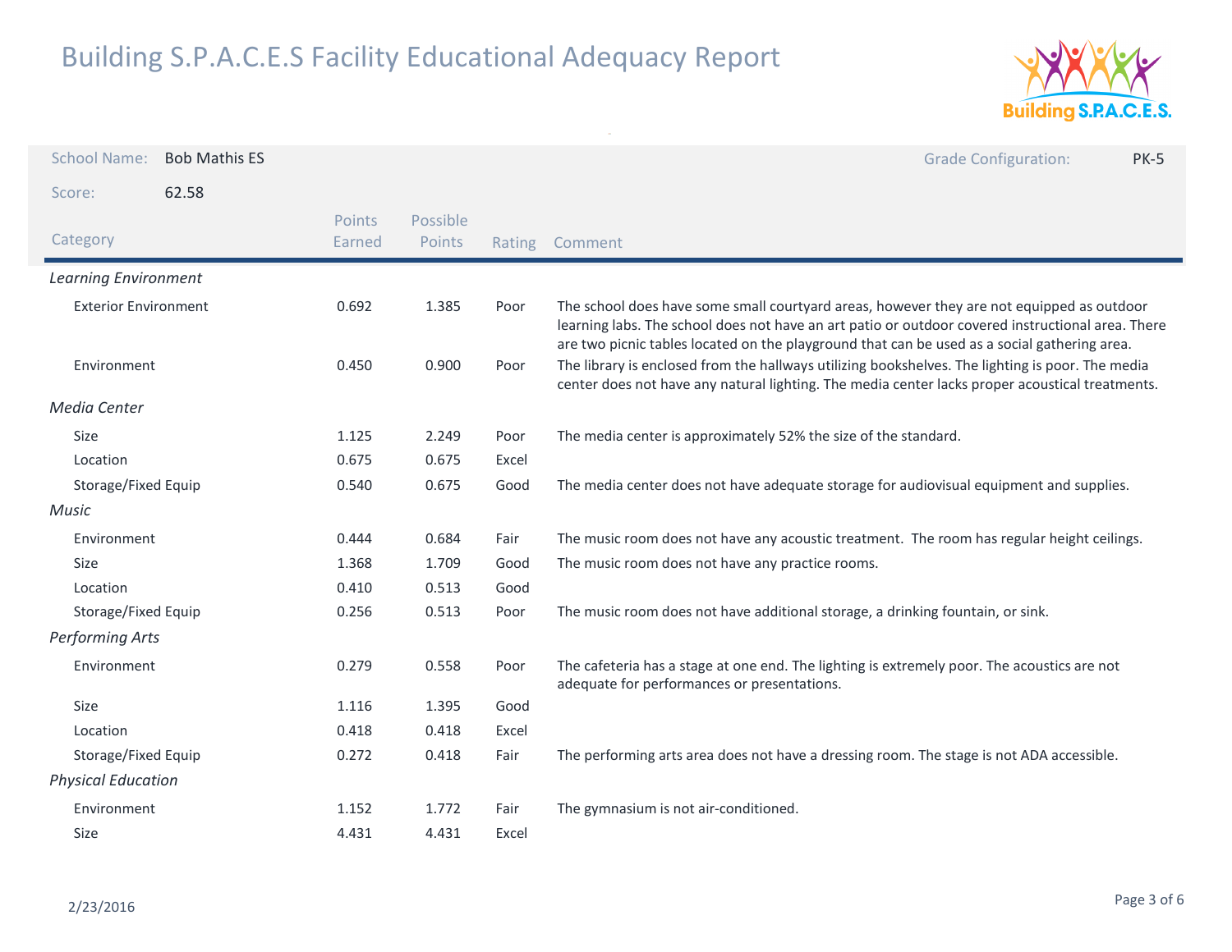# Building S.P.A.C.E.S Facility Educational Adequacy Report

**School Name:** Bob Mathis ES

**Grade Configuration:** PK-5

**Score:** 62.58

| Category | Points Earned | Possible Points | Rating | Comment |
|---|---|---|---|---|
| *Learning Environment* | | | | |
| Exterior Environment | 0.692 | 1.385 | Poor | The school does have some small courtyard areas, however they are not equipped as outdoor learning labs. The school does not have an art patio or outdoor covered instructional area. There are two picnic tables located on the playground that can be used as a social gathering area. |
| Environment | 0.450 | 0.900 | Poor | The library is enclosed from the hallways utilizing bookshelves. The lighting is poor. The media center does not have any natural lighting. The media center lacks proper acoustical treatments. |
| *Media Center* | | | | |
| Size | 1.125 | 2.249 | Poor | The media center is approximately 52% the size of the standard. |
| Location | 0.675 | 0.675 | Excel | |
| Storage/Fixed Equip | 0.540 | 0.675 | Good | The media center does not have adequate storage for audiovisual equipment and supplies. |
| *Music* | | | | |
| Environment | 0.444 | 0.684 | Fair | The music room does not have any acoustic treatment. The room has regular height ceilings. |
| Size | 1.368 | 1.709 | Good | The music room does not have any practice rooms. |
| Location | 0.410 | 0.513 | Good | |
| Storage/Fixed Equip | 0.256 | 0.513 | Poor | The music room does not have additional storage, a drinking fountain, or sink. |
| *Performing Arts* | | | | |
| Environment | 0.279 | 0.558 | Poor | The cafeteria has a stage at one end. The lighting is extremely poor. The acoustics are not adequate for performances or presentations. |
| Size | 1.116 | 1.395 | Good | |
| Location | 0.418 | 0.418 | Excel | |
| Storage/Fixed Equip | 0.272 | 0.418 | Fair | The performing arts area does not have a dressing room. The stage is not ADA accessible. |
| *Physical Education* | | | | |
| Environment | 1.152 | 1.772 | Fair | The gymnasium is not air-conditioned. |
| Size | 4.431 | 4.431 | Excel | |

2/23/2016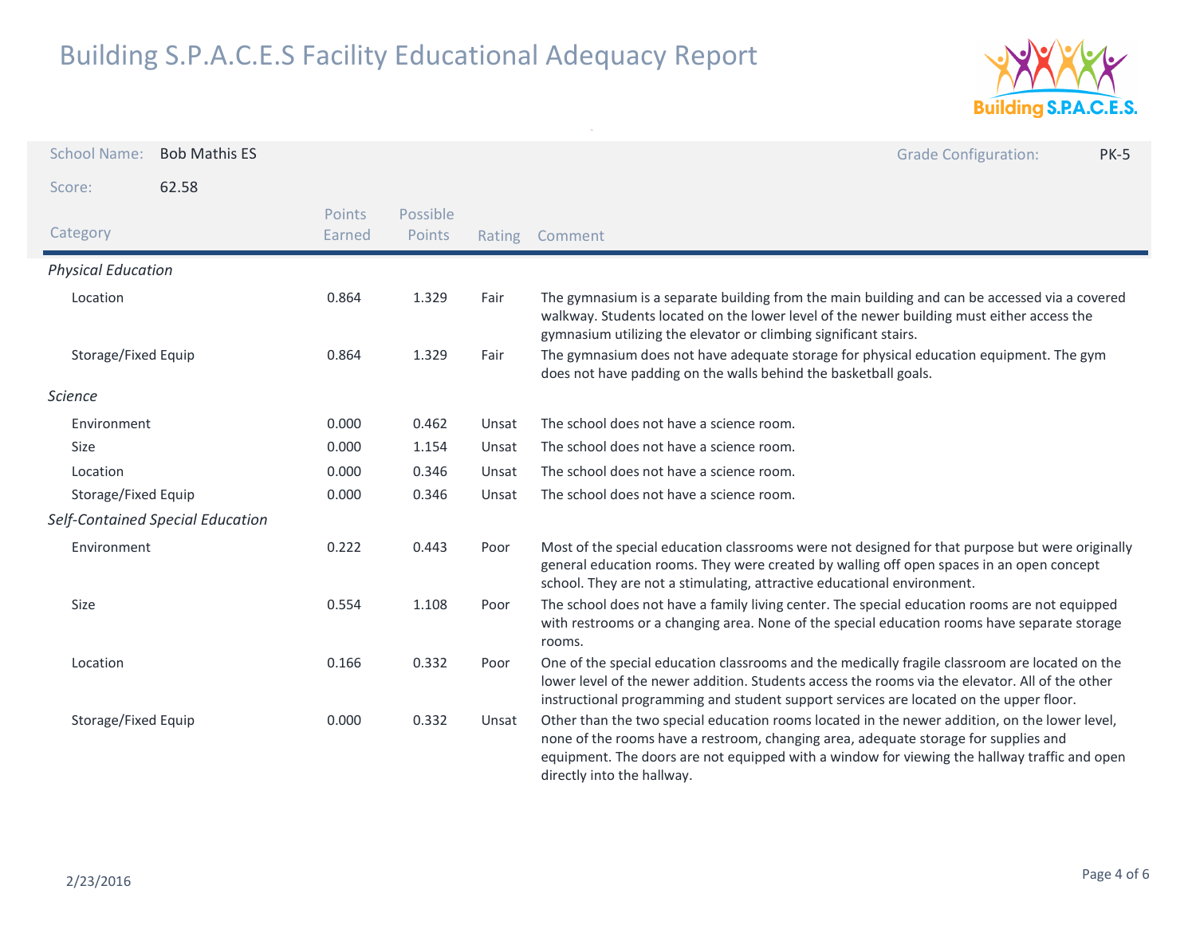# Building S.P.A.C.E.S Facility Educational Adequacy Report

School Name: Bob Mathis ES

Grade Configuration: PK-5

Score: 62.58

| Category | Points Earned | Possible Points | Rating | Comment |
|---|---|---|---|---|
| *Physical Education* | | | | |
| Location | 0.864 | 1.329 | Fair | The gymnasium is a separate building from the main building and can be accessed via a covered walkway. Students located on the lower level of the newer building must either access the gymnasium utilizing the elevator or climbing significant stairs. |
| Storage/Fixed Equip | 0.864 | 1.329 | Fair | The gymnasium does not have adequate storage for physical education equipment. The gym does not have padding on the walls behind the basketball goals. |
| *Science* | | | | |
| Environment | 0.000 | 0.462 | Unsat | The school does not have a science room. |
| Size | 0.000 | 1.154 | Unsat | The school does not have a science room. |
| Location | 0.000 | 0.346 | Unsat | The school does not have a science room. |
| Storage/Fixed Equip | 0.000 | 0.346 | Unsat | The school does not have a science room. |
| *Self-Contained Special Education* | | | | |
| Environment | 0.222 | 0.443 | Poor | Most of the special education classrooms were not designed for that purpose but were originally general education rooms. They were created by walling off open spaces in an open concept school. They are not a stimulating, attractive educational environment. |
| Size | 0.554 | 1.108 | Poor | The school does not have a family living center. The special education rooms are not equipped with restrooms or a changing area. None of the special education rooms have separate storage rooms. |
| Location | 0.166 | 0.332 | Poor | One of the special education classrooms and the medically fragile classroom are located on the lower level of the newer addition. Students access the rooms via the elevator. All of the other instructional programming and student support services are located on the upper floor. |
| Storage/Fixed Equip | 0.000 | 0.332 | Unsat | Other than the two special education rooms located in the newer addition, on the lower level, none of the rooms have a restroom, changing area, adequate storage for supplies and equipment. The doors are not equipped with a window for viewing the hallway traffic and open directly into the hallway. |

2/23/2016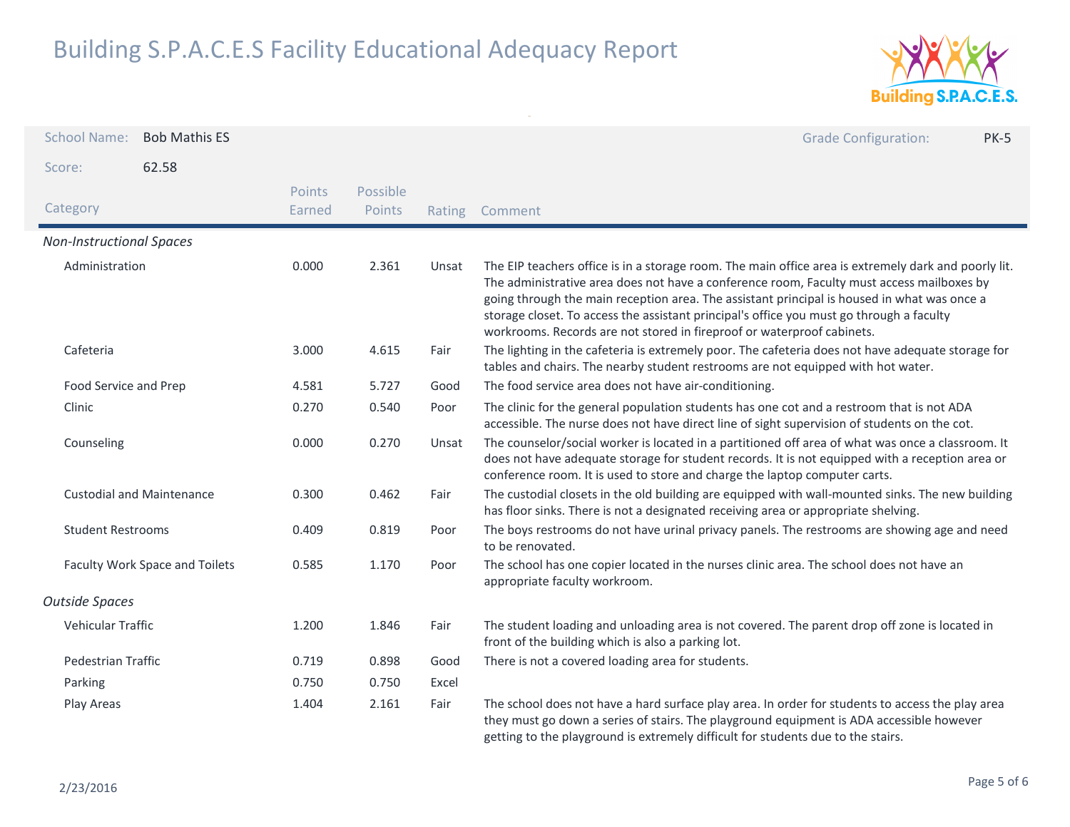# Building S.P.A.C.E.S Facility Educational Adequacy Report

School Name: Bob Mathis ES

Grade Configuration: PK-5

Score: 62.58

| Category | Points Earned | Possible Points | Rating | Comment |
|---|---|---|---|---|
| *Non-Instructional Spaces* | | | | |
| Administration | 0.000 | 2.361 | Unsat | The EIP teachers office is in a storage room. The main office area is extremely dark and poorly lit. The administrative area does not have a conference room, Faculty must access mailboxes by going through the main reception area. The assistant principal is housed in what was once a storage closet. To access the assistant principal's office you must go through a faculty workrooms. Records are not stored in fireproof or waterproof cabinets. |
| Cafeteria | 3.000 | 4.615 | Fair | The lighting in the cafeteria is extremely poor. The cafeteria does not have adequate storage for tables and chairs. The nearby student restrooms are not equipped with hot water. |
| Food Service and Prep | 4.581 | 5.727 | Good | The food service area does not have air-conditioning. |
| Clinic | 0.270 | 0.540 | Poor | The clinic for the general population students has one cot and a restroom that is not ADA accessible. The nurse does not have direct line of sight supervision of students on the cot. |
| Counseling | 0.000 | 0.270 | Unsat | The counselor/social worker is located in a partitioned off area of what was once a classroom. It does not have adequate storage for student records. It is not equipped with a reception area or conference room. It is used to store and charge the laptop computer carts. |
| Custodial and Maintenance | 0.300 | 0.462 | Fair | The custodial closets in the old building are equipped with wall-mounted sinks. The new building has floor sinks. There is not a designated receiving area or appropriate shelving. |
| Student Restrooms | 0.409 | 0.819 | Poor | The boys restrooms do not have urinal privacy panels. The restrooms are showing age and need to be renovated. |
| Faculty Work Space and Toilets | 0.585 | 1.170 | Poor | The school has one copier located in the nurses clinic area. The school does not have an appropriate faculty workroom. |
| *Outside Spaces* | | | | |
| Vehicular Traffic | 1.200 | 1.846 | Fair | The student loading and unloading area is not covered. The parent drop off zone is located in front of the building which is also a parking lot. |
| Pedestrian Traffic | 0.719 | 0.898 | Good | There is not a covered loading area for students. |
| Parking | 0.750 | 0.750 | Excel | |
| Play Areas | 1.404 | 2.161 | Fair | The school does not have a hard surface play area. In order for students to access the play area they must go down a series of stairs. The playground equipment is ADA accessible however getting to the playground is extremely difficult for students due to the stairs. |

2/23/2016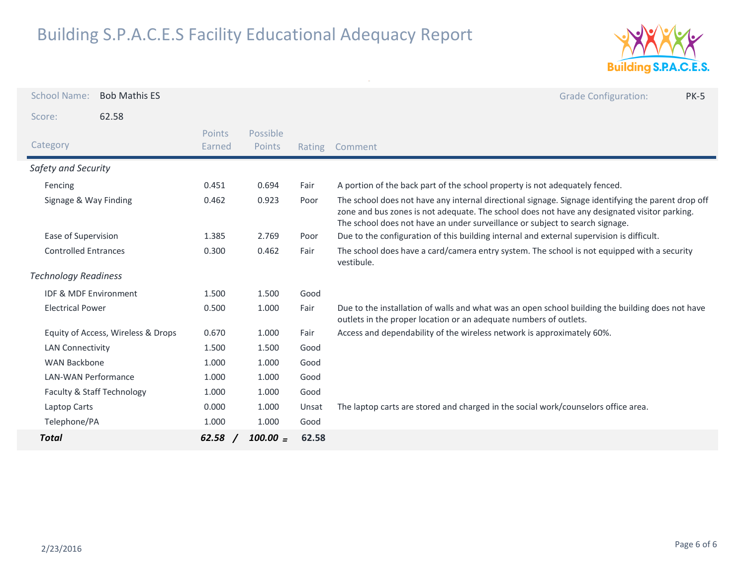# Building S.P.A.C.E.S Facility Educational Adequacy Report

School Name: Bob Mathis ES

Grade Configuration: PK-5

Score: 62.58

| Category | Points Earned | Possible Points | Rating | Comment |
|---|---|---|---|---|
| *Safety and Security* | | | | |
| Fencing | 0.451 | 0.694 | Fair | A portion of the back part of the school property is not adequately fenced. |
| Signage & Way Finding | 0.462 | 0.923 | Poor | The school does not have any internal directional signage. Signage identifying the parent drop off zone and bus zones is not adequate. The school does not have any designated visitor parking. The school does not have an under surveillance or subject to search signage. |
| Ease of Supervision | 1.385 | 2.769 | Poor | Due to the configuration of this building internal and external supervision is difficult. |
| Controlled Entrances | 0.300 | 0.462 | Fair | The school does have a card/camera entry system. The school is not equipped with a security vestibule. |
| *Technology Readiness* | | | | |
| IDF & MDF Environment | 1.500 | 1.500 | Good | |
| Electrical Power | 0.500 | 1.000 | Fair | Due to the installation of walls and what was an open school building the building does not have outlets in the proper location or an adequate numbers of outlets. |
| Equity of Access, Wireless & Drops | 0.670 | 1.000 | Fair | Access and dependability of the wireless network is approximately 60%. |
| LAN Connectivity | 1.500 | 1.500 | Good | |
| WAN Backbone | 1.000 | 1.000 | Good | |
| LAN-WAN Performance | 1.000 | 1.000 | Good | |
| Faculty & Staff Technology | 1.000 | 1.000 | Good | |
| Laptop Carts | 0.000 | 1.000 | Unsat | The laptop carts are stored and charged in the social work/counselors office area. |
| Telephone/PA | 1.000 | 1.000 | Good | |
| ***Total*** | ***62.58 /*** | ***100.00 =*** | **62.58** | |

2/23/2016